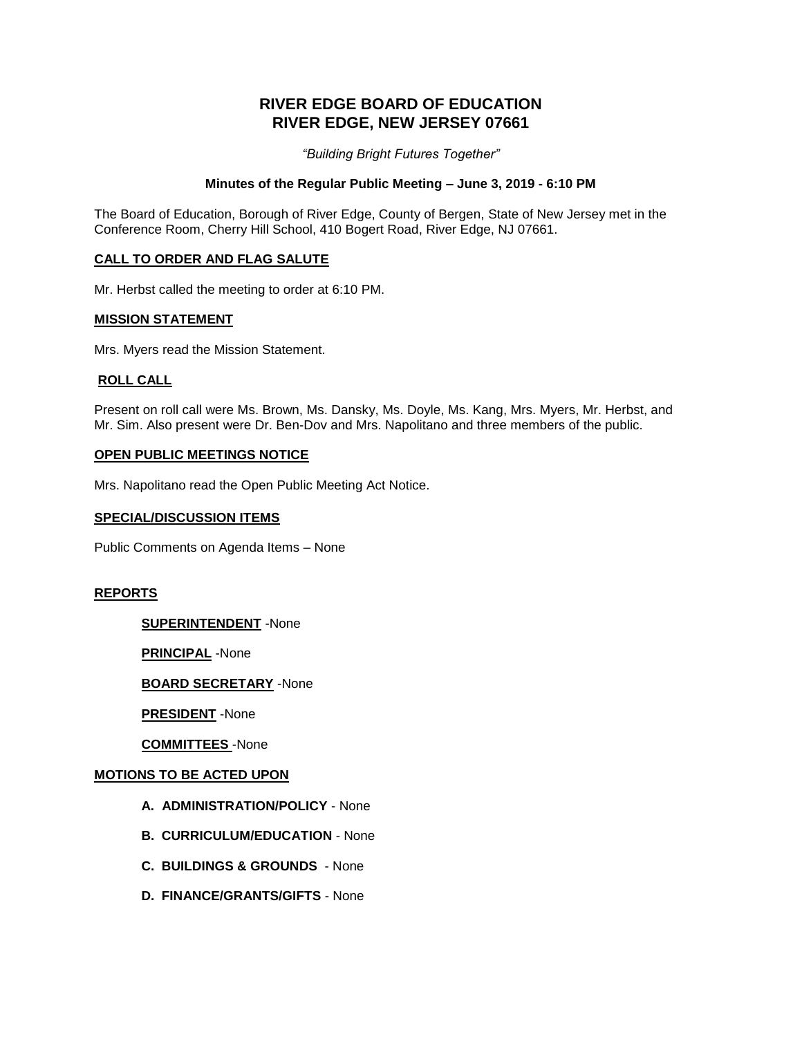# RIVER EDGE BOARD OF EDUCATION
# RIVER EDGE, NEW JERSEY 07661

*"Building Bright Futures Together"*

**Minutes of the Regular Public Meeting – June 3, 2019 - 6:10 PM**

The Board of Education, Borough of River Edge, County of Bergen, State of New Jersey met in the Conference Room, Cherry Hill School, 410 Bogert Road, River Edge, NJ 07661.

## CALL TO ORDER AND FLAG SALUTE

Mr. Herbst called the meeting to order at 6:10 PM.

## MISSION STATEMENT

Mrs. Myers read the Mission Statement.

## ROLL CALL

Present on roll call were Ms. Brown, Ms. Dansky, Ms. Doyle, Ms. Kang, Mrs. Myers, Mr. Herbst, and Mr. Sim. Also present were Dr. Ben-Dov and Mrs. Napolitano and three members of the public.

## OPEN PUBLIC MEETINGS NOTICE

Mrs. Napolitano read the Open Public Meeting Act Notice.

## SPECIAL/DISCUSSION ITEMS

Public Comments on Agenda Items – None

## REPORTS

**SUPERINTENDENT** -None

**PRINCIPAL** -None

**BOARD SECRETARY** -None

**PRESIDENT** -None

**COMMITTEES** -None

## MOTIONS TO BE ACTED UPON

**A. ADMINISTRATION/POLICY** - None

**B. CURRICULUM/EDUCATION** - None

**C. BUILDINGS & GROUNDS** - None

**D. FINANCE/GRANTS/GIFTS** - None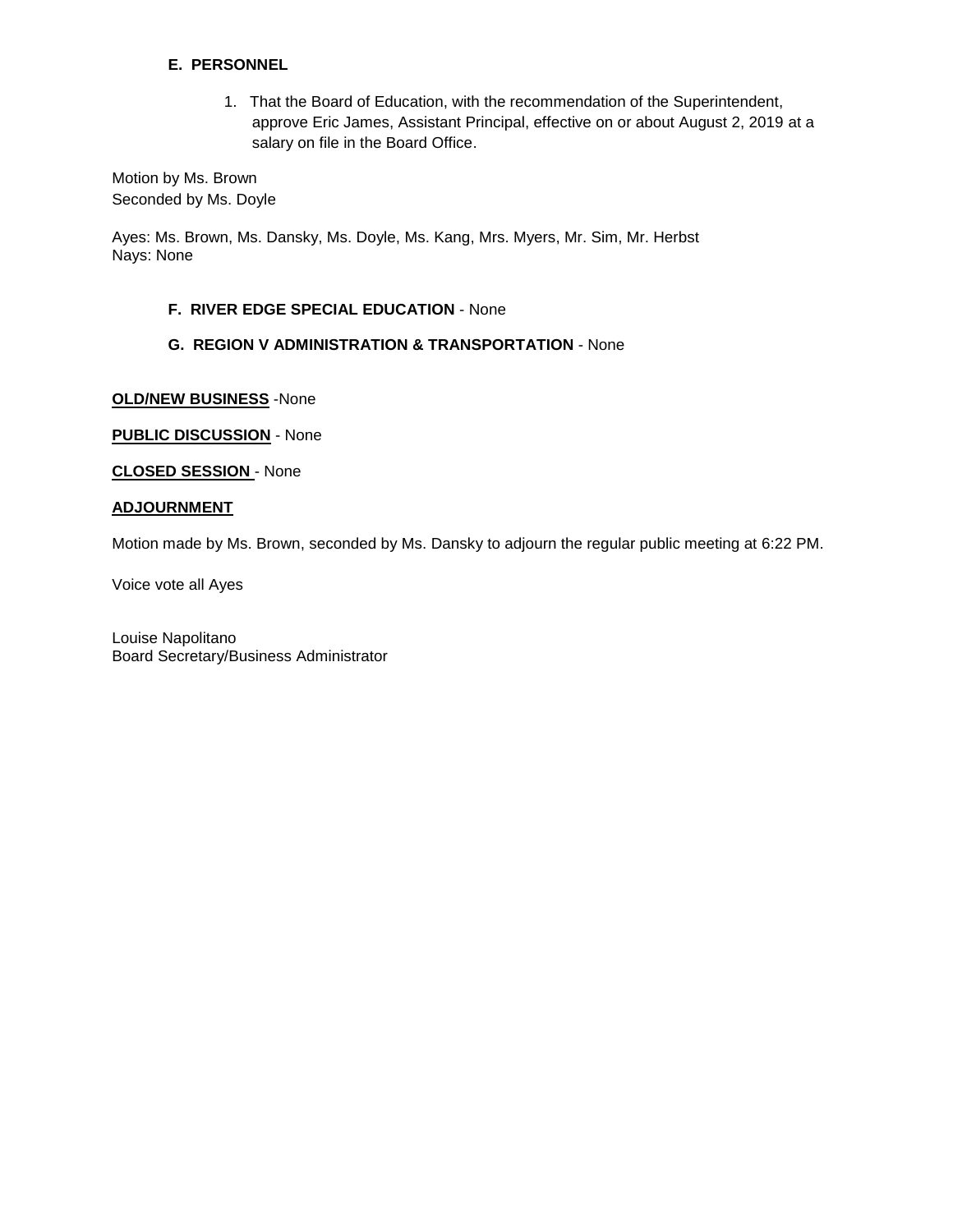**E. PERSONNEL**

1. That the Board of Education, with the recommendation of the Superintendent, approve Eric James, Assistant Principal, effective on or about August 2, 2019 at a salary on file in the Board Office.

Motion by Ms. Brown
Seconded by Ms. Doyle

Ayes: Ms. Brown, Ms. Dansky, Ms. Doyle, Ms. Kang, Mrs. Myers, Mr. Sim, Mr. Herbst
Nays: None

**F. RIVER EDGE SPECIAL EDUCATION** - None

**G. REGION V ADMINISTRATION & TRANSPORTATION** - None

**OLD/NEW BUSINESS** -None

**PUBLIC DISCUSSION** - None

**CLOSED SESSION** - None

**ADJOURNMENT**

Motion made by Ms. Brown, seconded by Ms. Dansky to adjourn the regular public meeting at 6:22 PM.

Voice vote all Ayes

Louise Napolitano
Board Secretary/Business Administrator